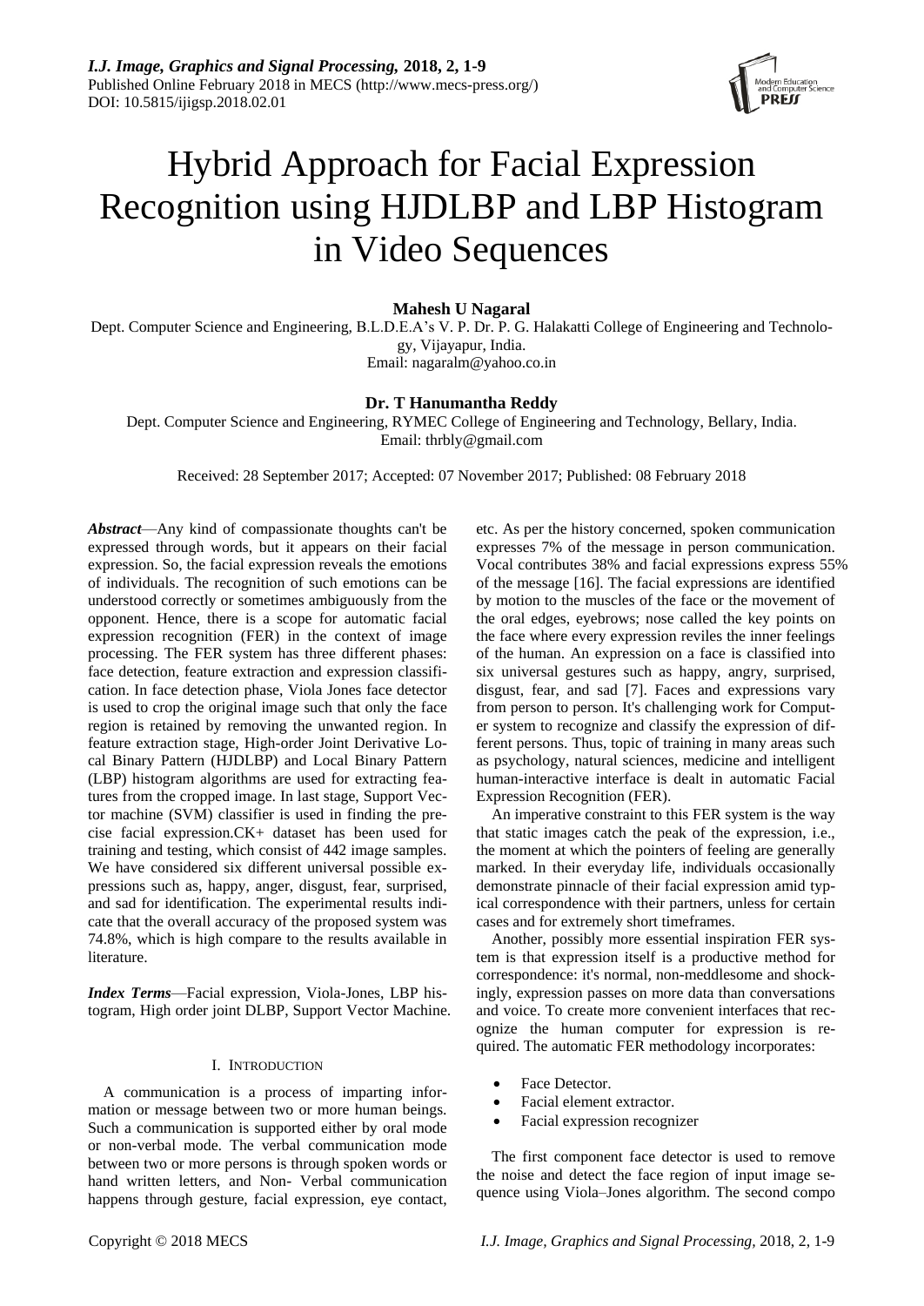# Hybrid Approach for Facial Expression Recognition using HJDLBP and LBP Histogram in Video Sequences

**Mahesh U Nagaral**

Dept. Computer Science and Engineering, B.L.D.E.A's V. P. Dr. P. G. Halakatti College of Engineering and Technology, Vijayapur, India.
Email: nagaralm@yahoo.co.in

**Dr. T Hanumantha Reddy**

Dept. Computer Science and Engineering, RYMEC College of Engineering and Technology, Bellary, India.
Email: thrbly@gmail.com

Received: 28 September 2017; Accepted: 07 November 2017; Published: 08 February 2018

***Abstract***—Any kind of compassionate thoughts can't be expressed through words, but it appears on their facial expression. So, the facial expression reveals the emotions of individuals. The recognition of such emotions can be understood correctly or sometimes ambiguously from the opponent. Hence, there is a scope for automatic facial expression recognition (FER) in the context of image processing. The FER system has three different phases: face detection, feature extraction and expression classification. In face detection phase, Viola Jones face detector is used to crop the original image such that only the face region is retained by removing the unwanted region. In feature extraction stage, High-order Joint Derivative Local Binary Pattern (HJDLBP) and Local Binary Pattern (LBP) histogram algorithms are used for extracting features from the cropped image. In last stage, Support Vector machine (SVM) classifier is used in finding the precise facial expression.CK+ dataset has been used for training and testing, which consist of 442 image samples. We have considered six different universal possible expressions such as, happy, anger, disgust, fear, surprised, and sad for identification. The experimental results indicate that the overall accuracy of the proposed system was 74.8%, which is high compare to the results available in literature.

***Index Terms***—Facial expression, Viola-Jones, LBP histogram, High order joint DLBP, Support Vector Machine.

## I. Introduction

A communication is a process of imparting information or message between two or more human beings. Such a communication is supported either by oral mode or non-verbal mode. The verbal communication mode between two or more persons is through spoken words or hand written letters, and Non- Verbal communication happens through gesture, facial expression, eye contact, etc. As per the history concerned, spoken communication expresses 7% of the message in person communication. Vocal contributes 38% and facial expressions express 55% of the message [16]. The facial expressions are identified by motion to the muscles of the face or the movement of the oral edges, eyebrows; nose called the key points on the face where every expression reviles the inner feelings of the human. An expression on a face is classified into six universal gestures such as happy, angry, surprised, disgust, fear, and sad [7]. Faces and expressions vary from person to person. It's challenging work for Computer system to recognize and classify the expression of different persons. Thus, topic of training in many areas such as psychology, natural sciences, medicine and intelligent human-interactive interface is dealt in automatic Facial Expression Recognition (FER).

An imperative constraint to this FER system is the way that static images catch the peak of the expression, i.e., the moment at which the pointers of feeling are generally marked. In their everyday life, individuals occasionally demonstrate pinnacle of their facial expression amid typical correspondence with their partners, unless for certain cases and for extremely short timeframes.

Another, possibly more essential inspiration FER system is that expression itself is a productive method for correspondence: it's normal, non-meddlesome and shockingly, expression passes on more data than conversations and voice. To create more convenient interfaces that recognize the human computer for expression is required. The automatic FER methodology incorporates:

- Face Detector.
- Facial element extractor.
- Facial expression recognizer

The first component face detector is used to remove the noise and detect the face region of input image sequence using Viola–Jones algorithm. The second compo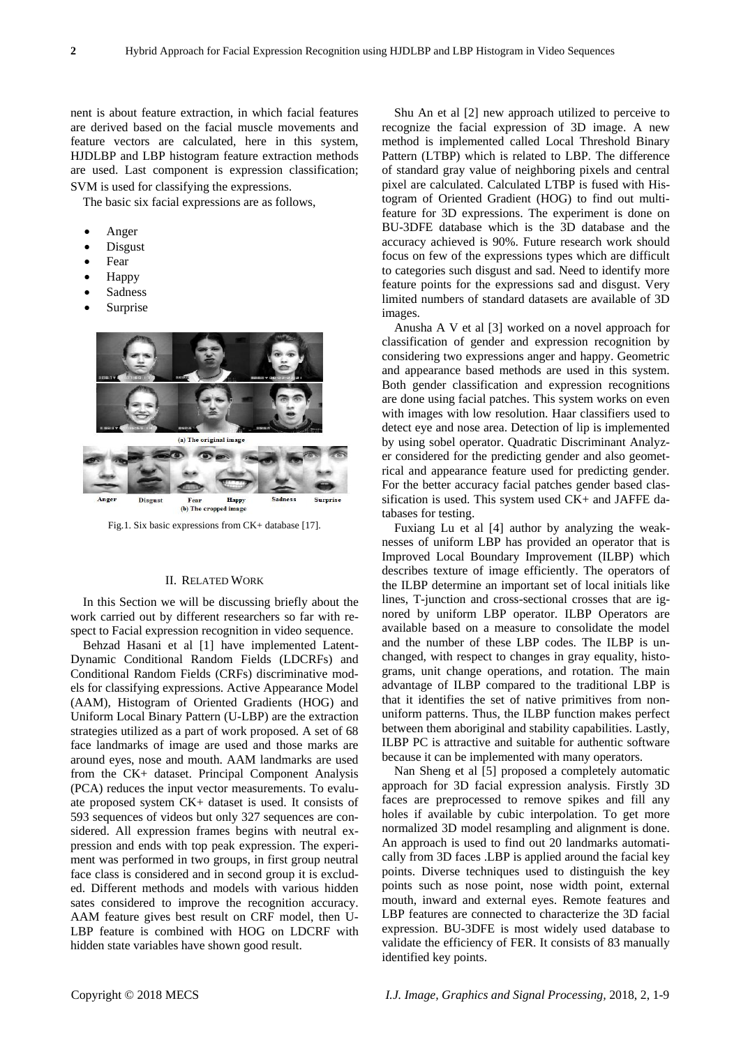nent is about feature extraction, in which facial features are derived based on the facial muscle movements and feature vectors are calculated, here in this system, HJDLBP and LBP histogram feature extraction methods are used. Last component is expression classification; SVM is used for classifying the expressions.

The basic six facial expressions are as follows,

- Anger
- Disgust
- Fear
- Happy
- Sadness
- Surprise

Fig.1. Six basic expressions from CK+ database [17].

## II. Related Work

In this Section we will be discussing briefly about the work carried out by different researchers so far with respect to Facial expression recognition in video sequence.

Behzad Hasani et al [1] have implemented Latent-Dynamic Conditional Random Fields (LDCRFs) and Conditional Random Fields (CRFs) discriminative models for classifying expressions. Active Appearance Model (AAM), Histogram of Oriented Gradients (HOG) and Uniform Local Binary Pattern (U-LBP) are the extraction strategies utilized as a part of work proposed. A set of 68 face landmarks of image are used and those marks are around eyes, nose and mouth. AAM landmarks are used from the CK+ dataset. Principal Component Analysis (PCA) reduces the input vector measurements. To evaluate proposed system CK+ dataset is used. It consists of 593 sequences of videos but only 327 sequences are considered. All expression frames begins with neutral expression and ends with top peak expression. The experiment was performed in two groups, in first group neutral face class is considered and in second group it is excluded. Different methods and models with various hidden sates considered to improve the recognition accuracy. AAM feature gives best result on CRF model, then U-LBP feature is combined with HOG on LDCRF with hidden state variables have shown good result.

Shu An et al [2] new approach utilized to perceive to recognize the facial expression of 3D image. A new method is implemented called Local Threshold Binary Pattern (LTBP) which is related to LBP. The difference of standard gray value of neighboring pixels and central pixel are calculated. Calculated LTBP is fused with Histogram of Oriented Gradient (HOG) to find out multi-feature for 3D expressions. The experiment is done on BU-3DFE database which is the 3D database and the accuracy achieved is 90%. Future research work should focus on few of the expressions types which are difficult to categories such disgust and sad. Need to identify more feature points for the expressions sad and disgust. Very limited numbers of standard datasets are available of 3D images.

Anusha A V et al [3] worked on a novel approach for classification of gender and expression recognition by considering two expressions anger and happy. Geometric and appearance based methods are used in this system. Both gender classification and expression recognitions are done using facial patches. This system works on even with images with low resolution. Haar classifiers used to detect eye and nose area. Detection of lip is implemented by using sobel operator. Quadratic Discriminant Analyzer considered for the predicting gender and also geometrical and appearance feature used for predicting gender. For the better accuracy facial patches gender based classification is used. This system used CK+ and JAFFE databases for testing.

Fuxiang Lu et al [4] author by analyzing the weaknesses of uniform LBP has provided an operator that is Improved Local Boundary Improvement (ILBP) which describes texture of image efficiently. The operators of the ILBP determine an important set of local initials like lines, T-junction and cross-sectional crosses that are ignored by uniform LBP operator. ILBP Operators are available based on a measure to consolidate the model and the number of these LBP codes. The ILBP is unchanged, with respect to changes in gray equality, histograms, unit change operations, and rotation. The main advantage of ILBP compared to the traditional LBP is that it identifies the set of native primitives from non-uniform patterns. Thus, the ILBP function makes perfect between them aboriginal and stability capabilities. Lastly, ILBP PC is attractive and suitable for authentic software because it can be implemented with many operators.

Nan Sheng et al [5] proposed a completely automatic approach for 3D facial expression analysis. Firstly 3D faces are preprocessed to remove spikes and fill any holes if available by cubic interpolation. To get more normalized 3D model resampling and alignment is done. An approach is used to find out 20 landmarks automatically from 3D faces .LBP is applied around the facial key points. Diverse techniques used to distinguish the key points such as nose point, nose width point, external mouth, inward and external eyes. Remote features and LBP features are connected to characterize the 3D facial expression. BU-3DFE is most widely used database to validate the efficiency of FER. It consists of 83 manually identified key points.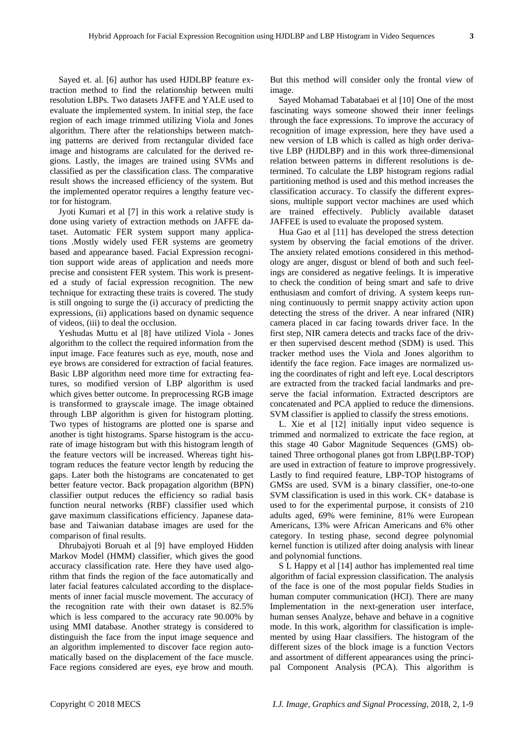Sayed et. al. [6] author has used HJDLBP feature extraction method to find the relationship between multi resolution LBPs. Two datasets JAFFE and YALE used to evaluate the implemented system. In initial step, the face region of each image trimmed utilizing Viola and Jones algorithm. There after the relationships between matching patterns are derived from rectangular divided face image and histograms are calculated for the derived regions. Lastly, the images are trained using SVMs and classified as per the classification class. The comparative result shows the increased efficiency of the system. But the implemented operator requires a lengthy feature vector for histogram.

Jyoti Kumari et al [7] in this work a relative study is done using variety of extraction methods on JAFFE dataset. Automatic FER system support many applications .Mostly widely used FER systems are geometry based and appearance based. Facial Expression recognition support wide areas of application and needs more precise and consistent FER system. This work is presented a study of facial expression recognition. The new technique for extracting these traits is covered. The study is still ongoing to surge the (i) accuracy of predicting the expressions, (ii) applications based on dynamic sequence of videos, (iii) to deal the occlusion.

Yeshudas Muttu et al [8] have utilized Viola - Jones algorithm to the collect the required information from the input image. Face features such as eye, mouth, nose and eye brows are considered for extraction of facial features. Basic LBP algorithm need more time for extracting features, so modified version of LBP algorithm is used which gives better outcome. In preprocessing RGB image is transformed to grayscale image. The image obtained through LBP algorithm is given for histogram plotting. Two types of histograms are plotted one is sparse and another is tight histograms. Sparse histogram is the accurate of image histogram but with this histogram length of the feature vectors will be increased. Whereas tight histogram reduces the feature vector length by reducing the gaps. Later both the histograms are concatenated to get better feature vector. Back propagation algorithm (BPN) classifier output reduces the efficiency so radial basis function neural networks (RBF) classifier used which gave maximum classifications efficiency. Japanese database and Taiwanian database images are used for the comparison of final results.

Dhrubajyoti Boruah et al [9] have employed Hidden Markov Model (HMM) classifier, which gives the good accuracy classification rate. Here they have used algorithm that finds the region of the face automatically and later facial features calculated according to the displacements of inner facial muscle movement. The accuracy of the recognition rate with their own dataset is 82.5% which is less compared to the accuracy rate 90.00% by using MMI database. Another strategy is considered to distinguish the face from the input image sequence and an algorithm implemented to discover face region automatically based on the displacement of the face muscle. Face regions considered are eyes, eye brow and mouth. But this method will consider only the frontal view of image.

Sayed Mohamad Tabatabaei et al [10] One of the most fascinating ways someone showed their inner feelings through the face expressions. To improve the accuracy of recognition of image expression, here they have used a new version of LB which is called as high order derivative LBP (HJDLBP) and in this work three-dimensional relation between patterns in different resolutions is determined. To calculate the LBP histogram regions radial partitioning method is used and this method increases the classification accuracy. To classify the different expressions, multiple support vector machines are used which are trained effectively. Publicly available dataset JAFFEE is used to evaluate the proposed system.

Hua Gao et al [11] has developed the stress detection system by observing the facial emotions of the driver. The anxiety related emotions considered in this methodology are anger, disgust or blend of both and such feelings are considered as negative feelings. It is imperative to check the condition of being smart and safe to drive enthusiasm and comfort of driving. A system keeps running continuously to permit snappy activity action upon detecting the stress of the driver. A near infrared (NIR) camera placed in car facing towards driver face. In the first step, NIR camera detects and tracks face of the driver then supervised descent method (SDM) is used. This tracker method uses the Viola and Jones algorithm to identify the face region. Face images are normalized using the coordinates of right and left eye. Local descriptors are extracted from the tracked facial landmarks and preserve the facial information. Extracted descriptors are concatenated and PCA applied to reduce the dimensions. SVM classifier is applied to classify the stress emotions.

L. Xie et al [12] initially input video sequence is trimmed and normalized to extricate the face region, at this stage 40 Gabor Magnitude Sequences (GMS) obtained Three orthogonal planes got from LBP(LBP-TOP) are used in extraction of feature to improve progressively. Lastly to find required feature, LBP-TOP histograms of GMSs are used. SVM is a binary classifier, one-to-one SVM classification is used in this work. CK+ database is used to for the experimental purpose, it consists of 210 adults aged, 69% were feminine, 81% were European Americans, 13% were African Americans and 6% other category. In testing phase, second degree polynomial kernel function is utilized after doing analysis with linear and polynomial functions.

S L Happy et al [14] author has implemented real time algorithm of facial expression classification. The analysis of the face is one of the most popular fields Studies in human computer communication (HCI). There are many Implementation in the next-generation user interface, human senses Analyze, behave and behave in a cognitive mode. In this work, algorithm for classification is implemented by using Haar classifiers. The histogram of the different sizes of the block image is a function Vectors and assortment of different appearances using the principal Component Analysis (PCA). This algorithm is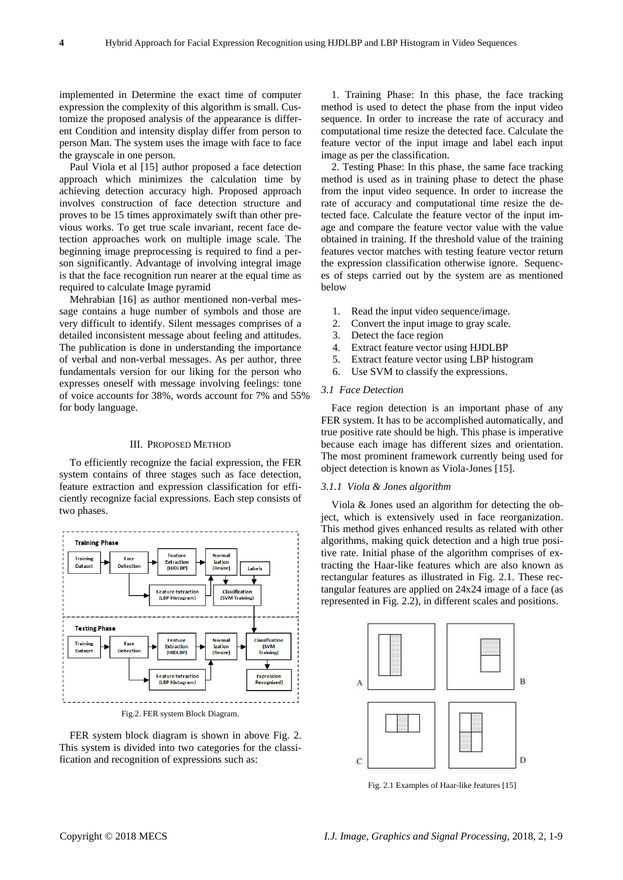implemented in Determine the exact time of computer expression the complexity of this algorithm is small. Customize the proposed analysis of the appearance is different Condition and intensity display differ from person to person Man. The system uses the image with face to face the grayscale in one person.

Paul Viola et al [15] author proposed a face detection approach which minimizes the calculation time by achieving detection accuracy high. Proposed approach involves construction of face detection structure and proves to be 15 times approximately swift than other previous works. To get true scale invariant, recent face detection approaches work on multiple image scale. The beginning image preprocessing is required to find a person significantly. Advantage of involving integral image is that the face recognition run nearer at the equal time as required to calculate Image pyramid

Mehrabian [16] as author mentioned non-verbal message contains a huge number of symbols and those are very difficult to identify. Silent messages comprises of a detailed inconsistent message about feeling and attitudes. The publication is done in understanding the importance of verbal and non-verbal messages. As per author, three fundamentals version for our liking for the person who expresses oneself with message involving feelings: tone of voice accounts for 38%, words account for 7% and 55% for body language.

## III. Proposed Method

To efficiently recognize the facial expression, the FER system contains of three stages such as face detection, feature extraction and expression classification for efficiently recognize facial expressions. Each step consists of two phases.

Fig.2. FER system Block Diagram.

FER system block diagram is shown in above Fig. 2. This system is divided into two categories for the classification and recognition of expressions such as:

1. Training Phase: In this phase, the face tracking method is used to detect the phase from the input video sequence. In order to increase the rate of accuracy and computational time resize the detected face. Calculate the feature vector of the input image and label each input image as per the classification.

2. Testing Phase: In this phase, the same face tracking method is used as in training phase to detect the phase from the input video sequence. In order to increase the rate of accuracy and computational time resize the detected face. Calculate the feature vector of the input image and compare the feature vector value with the value obtained in training. If the threshold value of the training features vector matches with testing feature vector return the expression classification otherwise ignore. Sequences of steps carried out by the system are as mentioned below

1. Read the input video sequence/image.
2. Convert the input image to gray scale.
3. Detect the face region
4. Extract feature vector using HJDLBP
5. Extract feature vector using LBP histogram
6. Use SVM to classify the expressions.

### 3.1 Face Detection

Face region detection is an important phase of any FER system. It has to be accomplished automatically, and true positive rate should be high. This phase is imperative because each image has different sizes and orientation. The most prominent framework currently being used for object detection is known as Viola-Jones [15].

#### 3.1.1 Viola & Jones algorithm

Viola & Jones used an algorithm for detecting the object, which is extensively used in face reorganization. This method gives enhanced results as related with other algorithms, making quick detection and a high true positive rate. Initial phase of the algorithm comprises of extracting the Haar-like features which are also known as rectangular features as illustrated in Fig. 2.1. These rectangular features are applied on 24x24 image of a face (as represented in Fig. 2.2), in different scales and positions.

Fig. 2.1 Examples of Haar-like features [15]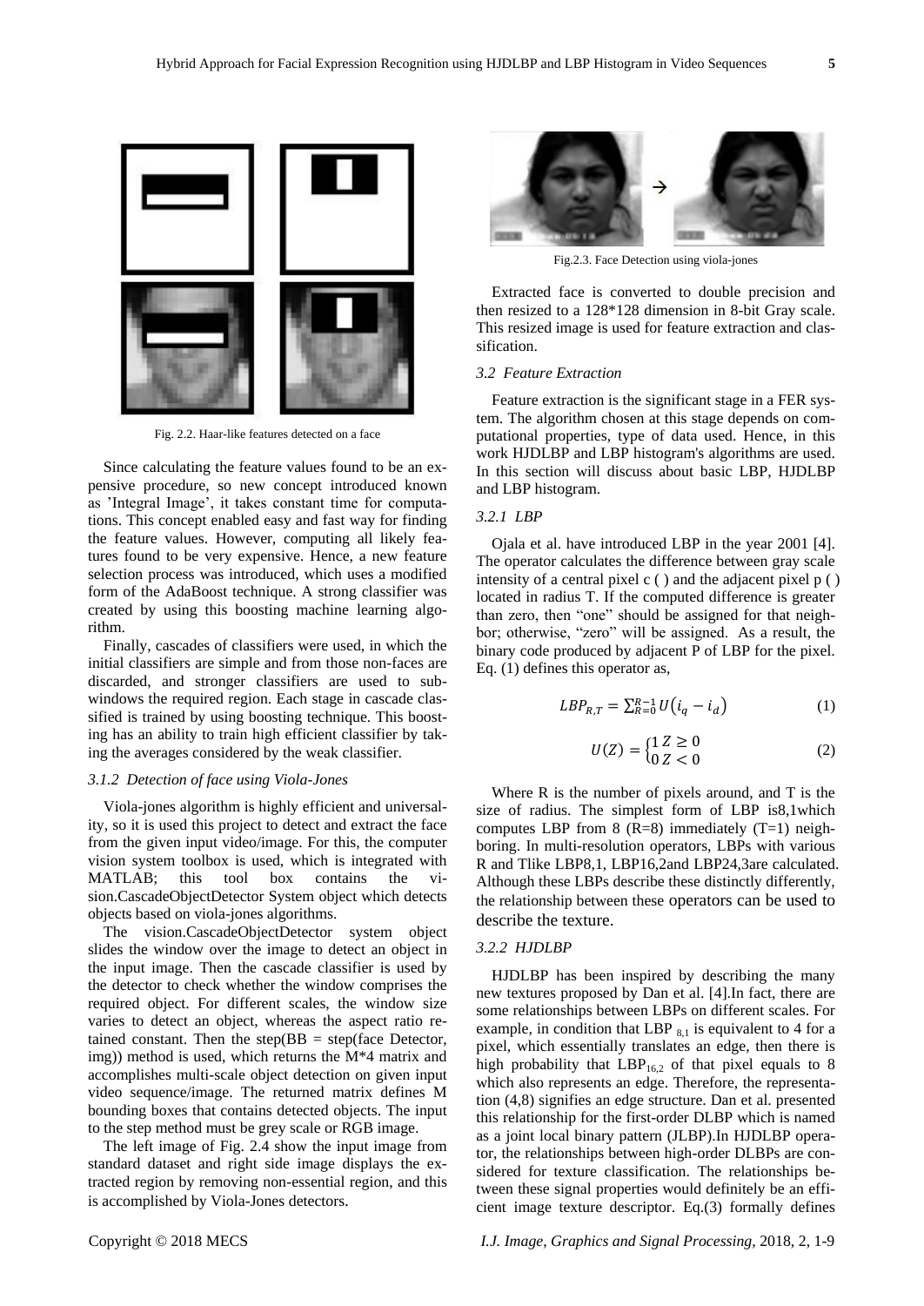Fig. 2.2. Haar-like features detected on a face

Since calculating the feature values found to be an expensive procedure, so new concept introduced known as 'Integral Image', it takes constant time for computations. This concept enabled easy and fast way for finding the feature values. However, computing all likely features found to be very expensive. Hence, a new feature selection process was introduced, which uses a modified form of the AdaBoost technique. A strong classifier was created by using this boosting machine learning algorithm.

Finally, cascades of classifiers were used, in which the initial classifiers are simple and from those non-faces are discarded, and stronger classifiers are used to sub-windows the required region. Each stage in cascade classified is trained by using boosting technique. This boosting has an ability to train high efficient classifier by taking the averages considered by the weak classifier.

#### *3.1.2 Detection of face using Viola-Jones*

Viola-jones algorithm is highly efficient and universality, so it is used this project to detect and extract the face from the given input video/image. For this, the computer vision system toolbox is used, which is integrated with MATLAB; this tool box contains the vision.CascadeObjectDetector System object which detects objects based on viola-jones algorithms.

The vision.CascadeObjectDetector system object slides the window over the image to detect an object in the input image. Then the cascade classifier is used by the detector to check whether the window comprises the required object. For different scales, the window size varies to detect an object, whereas the aspect ratio retained constant. Then the step(BB = step(face Detector, img)) method is used, which returns the M*4 matrix and accomplishes multi-scale object detection on given input video sequence/image. The returned matrix defines M bounding boxes that contains detected objects. The input to the step method must be grey scale or RGB image.

The left image of Fig. 2.4 show the input image from standard dataset and right side image displays the extracted region by removing non-essential region, and this is accomplished by Viola-Jones detectors.

Fig.2.3. Face Detection using viola-jones

Extracted face is converted to double precision and then resized to a 128*128 dimension in 8-bit Gray scale. This resized image is used for feature extraction and classification.

### *3.2 Feature Extraction*

Feature extraction is the significant stage in a FER system. The algorithm chosen at this stage depends on computational properties, type of data used. Hence, in this work HJDLBP and LBP histogram's algorithms are used. In this section will discuss about basic LBP, HJDLBP and LBP histogram.

#### *3.2.1 LBP*

Ojala et al. have introduced LBP in the year 2001 [4]. The operator calculates the difference between gray scale intensity of a central pixel c ( ) and the adjacent pixel p ( ) located in radius T. If the computed difference is greater than zero, then "one" should be assigned for that neighbor; otherwise, "zero" will be assigned. As a result, the binary code produced by adjacent P of LBP for the pixel. Eq. (1) defines this operator as,

$$LBP_{R,T} = \sum_{R=0}^{R-1} U\left(i_q - i_d\right) \tag{1}$$

$$U(Z) = \begin{cases} 1 & Z \geq 0 \\ 0 & Z < 0 \end{cases} \tag{2}$$

Where R is the number of pixels around, and T is the size of radius. The simplest form of LBP is8,1which computes LBP from 8 (R=8) immediately (T=1) neighboring. In multi-resolution operators, LBPs with various R and Tlike LBP8,1, LBP16,2and LBP24,3are calculated. Although these LBPs describe these distinctly differently, the relationship between these operators can be used to describe the texture.

#### *3.2.2 HJDLBP*

HJDLBP has been inspired by describing the many new textures proposed by Dan et al. [4].In fact, there are some relationships between LBPs on different scales. For example, in condition that LBP $_{8,1}$ is equivalent to 4 for a pixel, which essentially translates an edge, then there is high probability that $LBP_{16,2}$ of that pixel equals to 8 which also represents an edge. Therefore, the representation (4,8) signifies an edge structure. Dan et al. presented this relationship for the first-order DLBP which is named as a joint local binary pattern (JLBP).In HJDLBP operator, the relationships between high-order DLBPs are considered for texture classification. The relationships between these signal properties would definitely be an efficient image texture descriptor. Eq.(3) formally defines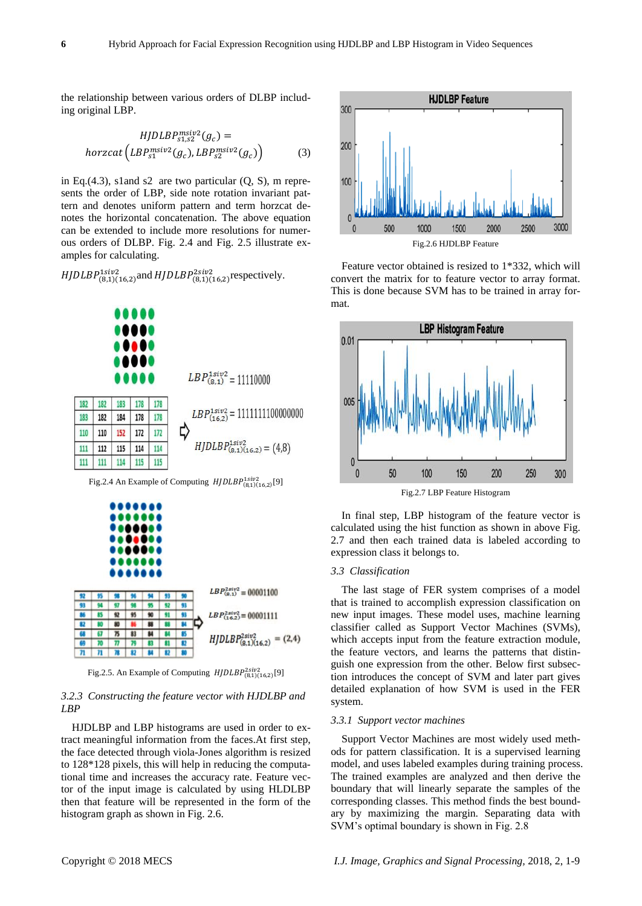the relationship between various orders of DLBP including original LBP.

$$HJDLBP_{s1,s2}^{msiv2}(g_c) = horzcat\left(LBP_{s1}^{msiv2}(g_c), LBP_{s2}^{msiv2}(g_c)\right) \quad (3)$$

in Eq.(4.3), s1and s2 are two particular (Q, S), m represents the order of LBP, side note rotation invariant pattern and denotes uniform pattern and term horzcat denotes the horizontal concatenation. The above equation can be extended to include more resolutions for numerous orders of DLBP. Fig. 2.4 and Fig. 2.5 illustrate examples for calculating.

$HJDLBP_{(8,1)(16,2)}^{1siv2}$ and $HJDLBP_{(8,1)(16,2)}^{2siv2}$ respectively.

| 182 | 182 | 183 | 178 | 178 |
|---|---|---|---|---|
| 183 | 182 | 184 | 178 | 178 |
| 110 | 110 | 152 | 172 | 172 |
| 111 | 112 | 115 | 114 | 114 |
| 111 | 111 | 114 | 115 | 115 |

$LBP_{(8,1)}^{1siv2} = 11110000$

$LBP_{(16,2)}^{1siv2} = 1111111100000000$

$HJDLBP_{(8,1)(16,2)}^{1siv2} = (4,8)$

Fig.2.4 An Example of Computing $HJDLBP_{(8,1)(16,2)}^{1siv2}$[9]

| 92 | 95 | 98 | 96 | 94 | 93 | 90 |
|---|---|---|---|---|---|---|
| 93 | 94 | 97 | 98 | 95 | 92 | 93 |
| 86 | 85 | 92 | 95 | 90 | 91 | 93 |
| 82 | 80 | 80 | 86 | 88 | 88 | 84 |
| 68 | 67 | 75 | 83 | 84 | 84 | 85 |
| 69 | 70 | 77 | 79 | 83 | 81 | 82 |
| 71 | 71 | 78 | 82 | 84 | 82 | 80 |

$LBP_{(8,1)}^{2siv2} = 00001100$

$LBP_{(16,2)}^{2siv2} = 0001111$

$HJDLBP_{(8,1)(16,2)}^{2siv2} = (2,4)$

Fig.2.5. An Example of Computing $HJDLBP_{(8,1)(16,2)}^{2siv2}$[9]

### 3.2.3 Constructing the feature vector with HJDLBP and LBP

HJDLBP and LBP histograms are used in order to extract meaningful information from the faces.At first step, the face detected through viola-Jones algorithm is resized to 128*128 pixels, this will help in reducing the computational time and increases the accuracy rate. Feature vector of the input image is calculated by using HLDLBP then that feature will be represented in the form of the histogram graph as shown in Fig. 2.6.

Fig.2.6 HJDLBP Feature

Feature vector obtained is resized to 1*332, which will convert the matrix for to feature vector to array format. This is done because SVM has to be trained in array format.

Fig.2.7 LBP Feature Histogram

In final step, LBP histogram of the feature vector is calculated using the hist function as shown in above Fig. 2.7 and then each trained data is labeled according to expression class it belongs to.

### 3.3 Classification

The last stage of FER system comprises of a model that is trained to accomplish expression classification on new input images. These model uses, machine learning classifier called as Support Vector Machines (SVMs), which accepts input from the feature extraction module, the feature vectors, and learns the patterns that distinguish one expression from the other. Below first subsection introduces the concept of SVM and later part gives detailed explanation of how SVM is used in the FER system.

### 3.3.1 Support vector machines

Support Vector Machines are most widely used methods for pattern classification. It is a supervised learning model, and uses labeled examples during training process. The trained examples are analyzed and then derive the boundary that will linearly separate the samples of the corresponding classes. This method finds the best boundary by maximizing the margin. Separating data with SVM's optimal boundary is shown in Fig. 2.8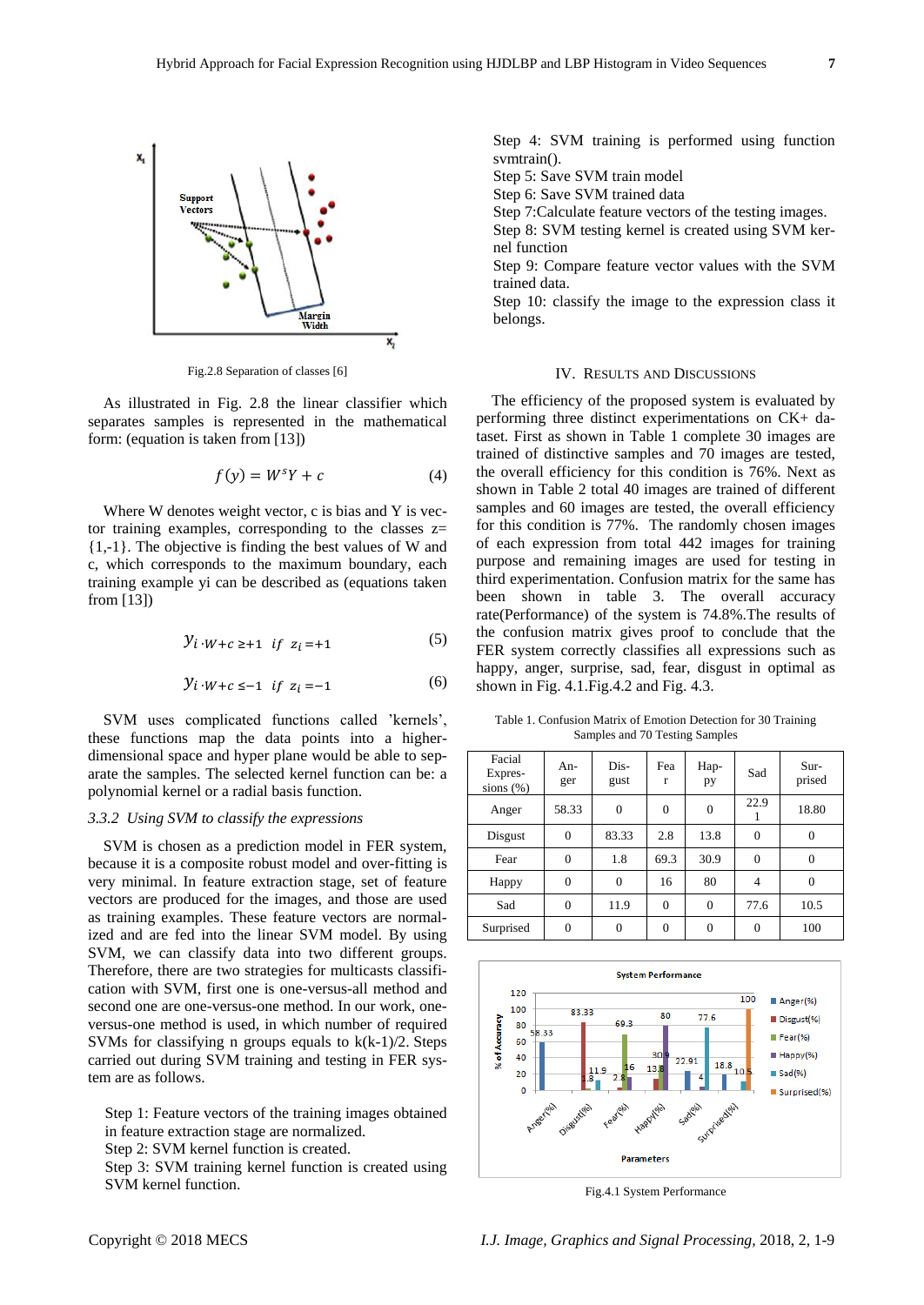Fig.2.8 Separation of classes [6]

As illustrated in Fig. 2.8 the linear classifier which separates samples is represented in the mathematical form: (equation is taken from [13])

$$f(y) = W^{s}Y + c \tag{4}$$

Where W denotes weight vector, c is bias and Y is vector training examples, corresponding to the classes z= {1,-1}. The objective is finding the best values of W and c, which corresponds to the maximum boundary, each training example yi can be described as (equations taken from [13])

$$y_{i} \cdot w + c \geq +1 \quad if \quad z_{i} = +1 \tag{5}$$

$$y_{i} \cdot w + c \leq -1 \quad if \quad z_{i} = -1 \tag{6}$$

SVM uses complicated functions called 'kernels', these functions map the data points into a higher-dimensional space and hyper plane would be able to separate the samples. The selected kernel function can be: a polynomial kernel or a radial basis function.

### *3.3.2 Using SVM to classify the expressions*

SVM is chosen as a prediction model in FER system, because it is a composite robust model and over-fitting is very minimal. In feature extraction stage, set of feature vectors are produced for the images, and those are used as training examples. These feature vectors are normalized and are fed into the linear SVM model. By using SVM, we can classify data into two different groups. Therefore, there are two strategies for multicasts classification with SVM, first one is one-versus-all method and second one are one-versus-one method. In our work, one-versus-one method is used, in which number of required SVMs for classifying n groups equals to k(k-1)/2. Steps carried out during SVM training and testing in FER system are as follows.

Step 1: Feature vectors of the training images obtained in feature extraction stage are normalized.
Step 2: SVM kernel function is created.
Step 3: SVM training kernel function is created using SVM kernel function.
Step 4: SVM training is performed using function svmtrain().
Step 5: Save SVM train model
Step 6: Save SVM trained data
Step 7:Calculate feature vectors of the testing images.
Step 8: SVM testing kernel is created using SVM kernel function
Step 9: Compare feature vector values with the SVM trained data.
Step 10: classify the image to the expression class it belongs.

## IV. Results and Discussions

The efficiency of the proposed system is evaluated by performing three distinct experimentations on CK+ dataset. First as shown in Table 1 complete 30 images are trained of distinctive samples and 70 images are tested, the overall efficiency for this condition is 76%. Next as shown in Table 2 total 40 images are trained of different samples and 60 images are tested, the overall efficiency for this condition is 77%. The randomly chosen images of each expression from total 442 images for training purpose and remaining images are used for testing in third experimentation. Confusion matrix for the same has been shown in table 3. The overall accuracy rate(Performance) of the system is 74.8%.The results of the confusion matrix gives proof to conclude that the FER system correctly classifies all expressions such as happy, anger, surprise, sad, fear, disgust in optimal as shown in Fig. 4.1.Fig.4.2 and Fig. 4.3.

Table 1. Confusion Matrix of Emotion Detection for 30 Training Samples and 70 Testing Samples

| Facial Expressions (%) | Anger | Disgust | Fear | Happy | Sad | Surprised |
|---|---|---|---|---|---|---|
| Anger | 58.33 | 0 | 0 | 0 | 22.91 | 18.80 |
| Disgust | 0 | 83.33 | 2.8 | 13.8 | 0 | 0 |
| Fear | 0 | 1.8 | 69.3 | 30.9 | 0 | 0 |
| Happy | 0 | 0 | 16 | 80 | 4 | 0 |
| Sad | 0 | 11.9 | 0 | 0 | 77.6 | 10.5 |
| Surprised | 0 | 0 | 0 | 0 | 0 | 100 |

Fig.4.1 System Performance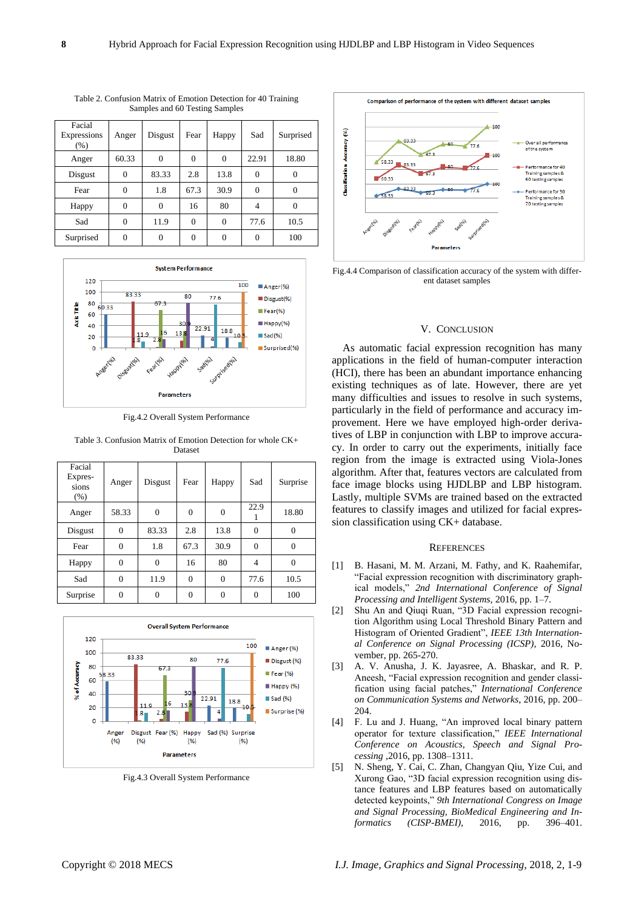Table 2. Confusion Matrix of Emotion Detection for 40 Training Samples and 60 Testing Samples

| Facial Expressions (%) | Anger | Disgust | Fear | Happy | Sad | Surprised |
|---|---|---|---|---|---|---|
| Anger | 60.33 | 0 | 0 | 0 | 22.91 | 18.80 |
| Disgust | 0 | 83.33 | 2.8 | 13.8 | 0 | 0 |
| Fear | 0 | 1.8 | 67.3 | 30.9 | 0 | 0 |
| Happy | 0 | 0 | 16 | 80 | 4 | 0 |
| Sad | 0 | 11.9 | 0 | 0 | 77.6 | 10.5 |
| Surprised | 0 | 0 | 0 | 0 | 0 | 100 |

Fig.4.2 Overall System Performance

Table 3. Confusion Matrix of Emotion Detection for whole CK+ Dataset

| Facial Expressions (%) | Anger | Disgust | Fear | Happy | Sad | Surprise |
|---|---|---|---|---|---|---|
| Anger | 58.33 | 0 | 0 | 0 | 22.91 | 18.80 |
| Disgust | 0 | 83.33 | 2.8 | 13.8 | 0 | 0 |
| Fear | 0 | 1.8 | 67.3 | 30.9 | 0 | 0 |
| Happy | 0 | 0 | 16 | 80 | 4 | 0 |
| Sad | 0 | 11.9 | 0 | 0 | 77.6 | 10.5 |
| Surprise | 0 | 0 | 0 | 0 | 0 | 100 |

Fig.4.3 Overall System Performance

Fig.4.4 Comparison of classification accuracy of the system with different dataset samples

## V. Conclusion

As automatic facial expression recognition has many applications in the field of human-computer interaction (HCI), there has been an abundant importance enhancing existing techniques as of late. However, there are yet many difficulties and issues to resolve in such systems, particularly in the field of performance and accuracy improvement. Here we have employed high-order derivatives of LBP in conjunction with LBP to improve accuracy. In order to carry out the experiments, initially face region from the image is extracted using Viola-Jones algorithm. After that, features vectors are calculated from face image blocks using HJDLBP and LBP histogram. Lastly, multiple SVMs are trained based on the extracted features to classify images and utilized for facial expression classification using CK+ database.

## References

[1] B. Hasani, M. M. Arzani, M. Fathy, and K. Raahemifar, "Facial expression recognition with discriminatory graphical models," *2nd International Conference of Signal Processing and Intelligent Systems*, 2016, pp. 1–7.

[2] Shu An and Qiuqi Ruan, "3D Facial expression recognition Algorithm using Local Threshold Binary Pattern and Histogram of Oriented Gradient", *IEEE 13th International Conference on Signal Processing (ICSP)*, 2016, November, pp. 265-270.

[3] A. V. Anusha, J. K. Jayasree, A. Bhaskar, and R. P. Aneesh, "Facial expression recognition and gender classification using facial patches," *International Conference on Communication Systems and Networks*, 2016, pp. 200–204.

[4] F. Lu and J. Huang, "An improved local binary pattern operator for texture classification," *IEEE International Conference on Acoustics, Speech and Signal Processing* ,2016, pp. 1308–1311.

[5] N. Sheng, Y. Cai, C. Zhan, Changyan Qiu, Yize Cui, and Xurong Gao, "3D facial expression recognition using distance features and LBP features based on automatically detected keypoints," *9th International Congress on Image and Signal Processing, BioMedical Engineering and Informatics (CISP-BMEI)*, 2016, pp. 396–401.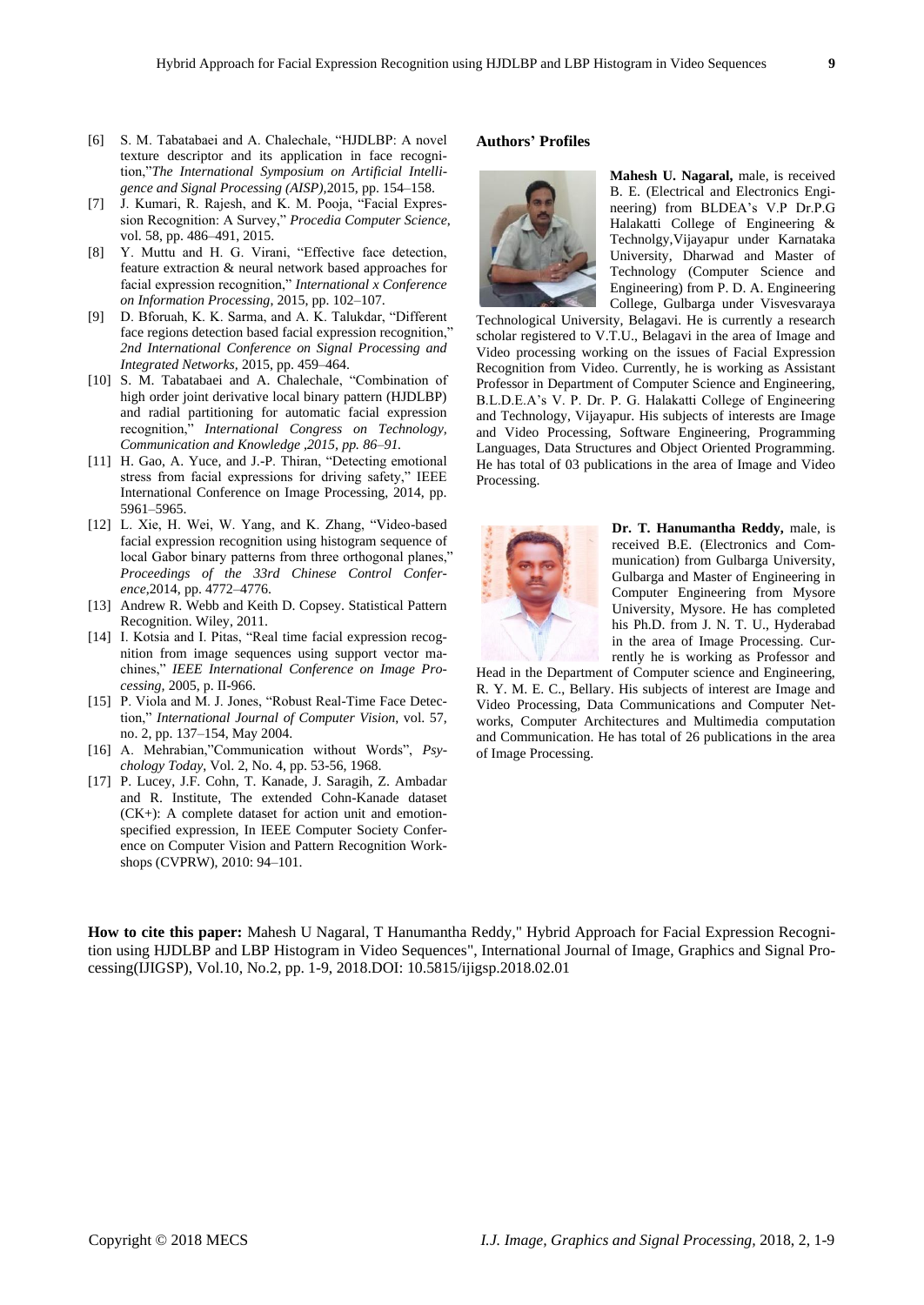[6] S. M. Tabatabaei and A. Chalechale, "HJDLBP: A novel texture descriptor and its application in face recognition,"*The International Symposium on Artificial Intelligence and Signal Processing (AISP),*2015, pp. 154–158.

[7] J. Kumari, R. Rajesh, and K. M. Pooja, "Facial Expression Recognition: A Survey," *Procedia Computer Science,* vol. 58, pp. 486–491, 2015.

[8] Y. Muttu and H. G. Virani, "Effective face detection, feature extraction & neural network based approaches for facial expression recognition," *International x Conference on Information Processing,* 2015, pp. 102–107.

[9] D. Bforuah, K. K. Sarma, and A. K. Talukdar, "Different face regions detection based facial expression recognition," *2nd International Conference on Signal Processing and Integrated Networks,* 2015, pp. 459–464.

[10] S. M. Tabatabaei and A. Chalechale, "Combination of high order joint derivative local binary pattern (HJDLBP) and radial partitioning for automatic facial expression recognition," *International Congress on Technology, Communication and Knowledge ,2015, pp. 86–91.*

[11] H. Gao, A. Yuce, and J.-P. Thiran, "Detecting emotional stress from facial expressions for driving safety," IEEE International Conference on Image Processing, 2014, pp. 5961–5965.

[12] L. Xie, H. Wei, W. Yang, and K. Zhang, "Video-based facial expression recognition using histogram sequence of local Gabor binary patterns from three orthogonal planes," *Proceedings of the 33rd Chinese Control Conference,*2014, pp. 4772–4776.

[13] Andrew R. Webb and Keith D. Copsey. Statistical Pattern Recognition. Wiley, 2011.

[14] I. Kotsia and I. Pitas, "Real time facial expression recognition from image sequences using support vector machines," *IEEE International Conference on Image Processing,* 2005, p. II-966.

[15] P. Viola and M. J. Jones, "Robust Real-Time Face Detection," *International Journal of Computer Vision*, vol. 57, no. 2, pp. 137–154, May 2004.

[16] A. Mehrabian,"Communication without Words", *Psychology Today*, Vol. 2, No. 4, pp. 53-56, 1968.

[17] P. Lucey, J.F. Cohn, T. Kanade, J. Saragih, Z. Ambadar and R. Institute, The extended Cohn-Kanade dataset (CK+): A complete dataset for action unit and emotion-specified expression, In IEEE Computer Society Conference on Computer Vision and Pattern Recognition Workshops (CVPRW), 2010: 94–101.

**Authors' Profiles**

**Mahesh U. Nagaral,** male, is received B. E. (Electrical and Electronics Engineering) from BLDEA's V.P Dr.P.G Halakatti College of Engineering & Technolgy,Vijayapur under Karnataka University, Dharwad and Master of Technology (Computer Science and Engineering) from P. D. A. Engineering College, Gulbarga under Visvesvaraya Technological University, Belagavi. He is currently a research scholar registered to V.T.U., Belagavi in the area of Image and Video processing working on the issues of Facial Expression Recognition from Video. Currently, he is working as Assistant Professor in Department of Computer Science and Engineering, B.L.D.E.A's V. P. Dr. P. G. Halakatti College of Engineering and Technology, Vijayapur. His subjects of interests are Image and Video Processing, Software Engineering, Programming Languages, Data Structures and Object Oriented Programming. He has total of 03 publications in the area of Image and Video Processing.

**Dr. T. Hanumantha Reddy,** male, is received B.E. (Electronics and Communication) from Gulbarga University, Gulbarga and Master of Engineering in Computer Engineering from Mysore University, Mysore. He has completed his Ph.D. from J. N. T. U., Hyderabad in the area of Image Processing. Currently he is working as Professor and Head in the Department of Computer science and Engineering, R. Y. M. E. C., Bellary. His subjects of interest are Image and Video Processing, Data Communications and Computer Networks, Computer Architectures and Multimedia computation and Communication. He has total of 26 publications in the area of Image Processing.

**How to cite this paper:** Mahesh U Nagaral, T Hanumantha Reddy," Hybrid Approach for Facial Expression Recognition using HJDLBP and LBP Histogram in Video Sequences", International Journal of Image, Graphics and Signal Processing(IJIGSP), Vol.10, No.2, pp. 1-9, 2018.DOI: 10.5815/ijigsp.2018.02.01